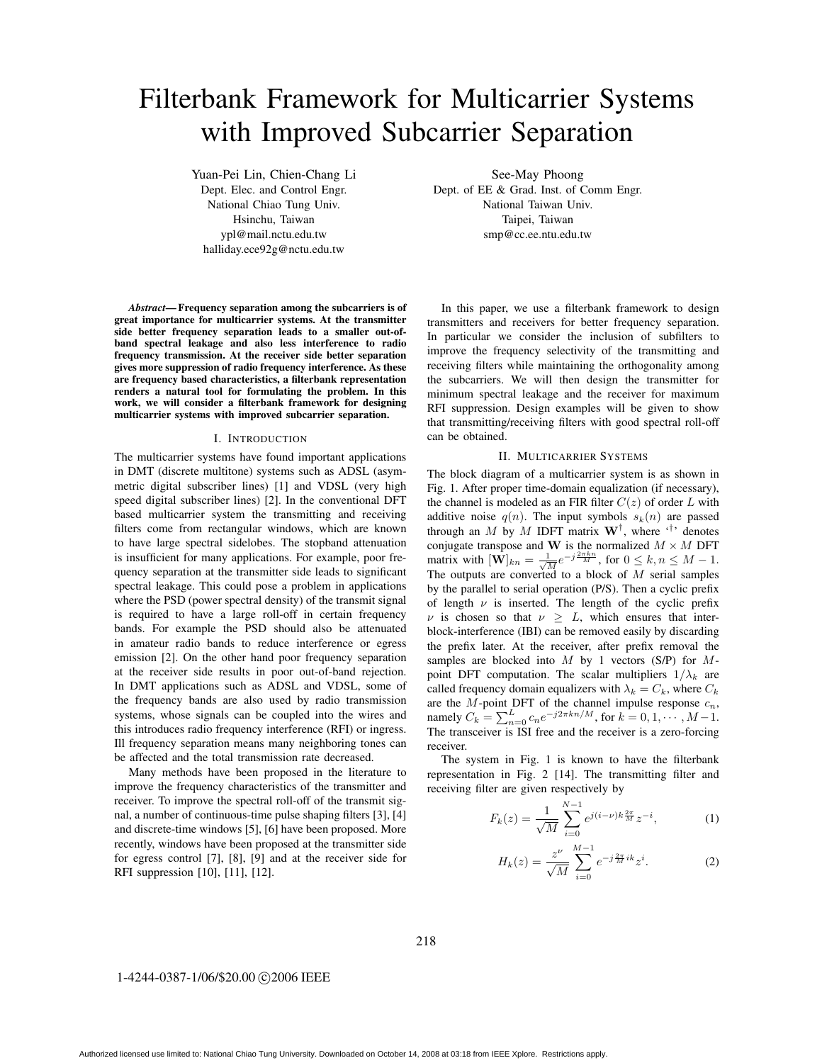# Filterbank Framework for Multicarrier Systems with Improved Subcarrier Separation

Yuan-Pei Lin, Chien-Chang Li
Dept. Elec. and Control Engr.
National Chiao Tung Univ.
Hsinchu, Taiwan
ypl@mail.nctu.edu.tw
halliday.ece92g@nctu.edu.tw

See-May Phoong
Dept. of EE & Grad. Inst. of Comm Engr.
National Taiwan Univ.
Taipei, Taiwan
smp@cc.ee.ntu.edu.tw

***Abstract*— Frequency separation among the subcarriers is of great importance for multicarrier systems. At the transmitter side better frequency separation leads to a smaller out-of-band spectral leakage and also less interference to radio frequency transmission. At the receiver side better separation gives more suppression of radio frequency interference. As these are frequency based characteristics, a filterbank representation renders a natural tool for formulating the problem. In this work, we will consider a filterbank framework for designing multicarrier systems with improved subcarrier separation.**

## I. Introduction

The multicarrier systems have found important applications in DMT (discrete multitone) systems such as ADSL (asymmetric digital subscriber lines) [1] and VDSL (very high speed digital subscriber lines) [2]. In the conventional DFT based multicarrier system the transmitting and receiving filters come from rectangular windows, which are known to have large spectral sidelobes. The stopband attenuation is insufficient for many applications. For example, poor frequency separation at the transmitter side leads to significant spectral leakage. This could pose a problem in applications where the PSD (power spectral density) of the transmit signal is required to have a large roll-off in certain frequency bands. For example the PSD should also be attenuated in amateur radio bands to reduce interference or egress emission [2]. On the other hand poor frequency separation at the receiver side results in poor out-of-band rejection. In DMT applications such as ADSL and VDSL, some of the frequency bands are also used by radio transmission systems, whose signals can be coupled into the wires and this introduces radio frequency interference (RFI) or ingress. Ill frequency separation means many neighboring tones can be affected and the total transmission rate decreased.

Many methods have been proposed in the literature to improve the frequency characteristics of the transmitter and receiver. To improve the spectral roll-off of the transmit signal, a number of continuous-time pulse shaping filters [3], [4] and discrete-time windows [5], [6] have been proposed. More recently, windows have been proposed at the transmitter side for egress control [7], [8], [9] and at the receiver side for RFI suppression [10], [11], [12].

In this paper, we use a filterbank framework to design transmitters and receivers for better frequency separation. In particular we consider the inclusion of subfilters to improve the frequency selectivity of the transmitting and receiving filters while maintaining the orthogonality among the subcarriers. We will then design the transmitter for minimum spectral leakage and the receiver for maximum RFI suppression. Design examples will be given to show that transmitting/receiving filters with good spectral roll-off can be obtained.

## II. Multicarrier Systems

The block diagram of a multicarrier system is as shown in Fig. 1. After proper time-domain equalization (if necessary), the channel is modeled as an FIR filter $C(z)$ of order $L$ with additive noise $q(n)$. The input symbols $s_k(n)$ are passed through an $M$ by $M$ IDFT matrix $\mathbf{W}^\dagger$, where '$\dagger$' denotes conjugate transpose and $\mathbf{W}$ is the normalized $M \times M$ DFT matrix with $[\mathbf{W}]_{kn} = \frac{1}{\sqrt{M}} e^{-j\frac{2\pi kn}{M}}$, for $0 \leq k, n \leq M-1$. The outputs are converted to a block of $M$ serial samples by the parallel to serial operation (P/S). Then a cyclic prefix of length $\nu$ is inserted. The length of the cyclic prefix $\nu$ is chosen so that $\nu \geq L$, which ensures that inter-block-interference (IBI) can be removed easily by discarding the prefix later. At the receiver, after prefix removal the samples are blocked into $M$ by 1 vectors (S/P) for $M$-point DFT computation. The scalar multipliers $1/\lambda_k$ are called frequency domain equalizers with $\lambda_k = C_k$, where $C_k$ are the $M$-point DFT of the channel impulse response $c_n$, namely $C_k = \sum_{n=0}^{L} c_n e^{-j2\pi kn/M}$, for $k = 0, 1, \cdots, M-1$. The transceiver is ISI free and the receiver is a zero-forcing receiver.

The system in Fig. 1 is known to have the filterbank representation in Fig. 2 [14]. The transmitting filter and receiving filter are given respectively by

$$F_k(z) = \frac{1}{\sqrt{M}} \sum_{i=0}^{N-1} e^{j(i-\nu)k\frac{2\pi}{M}} z^{-i}, \tag{1}$$

$$H_k(z) = \frac{z^{\nu}}{\sqrt{M}} \sum_{i=0}^{M-1} e^{-j\frac{2\pi}{M}ik} z^{i}. \tag{2}$$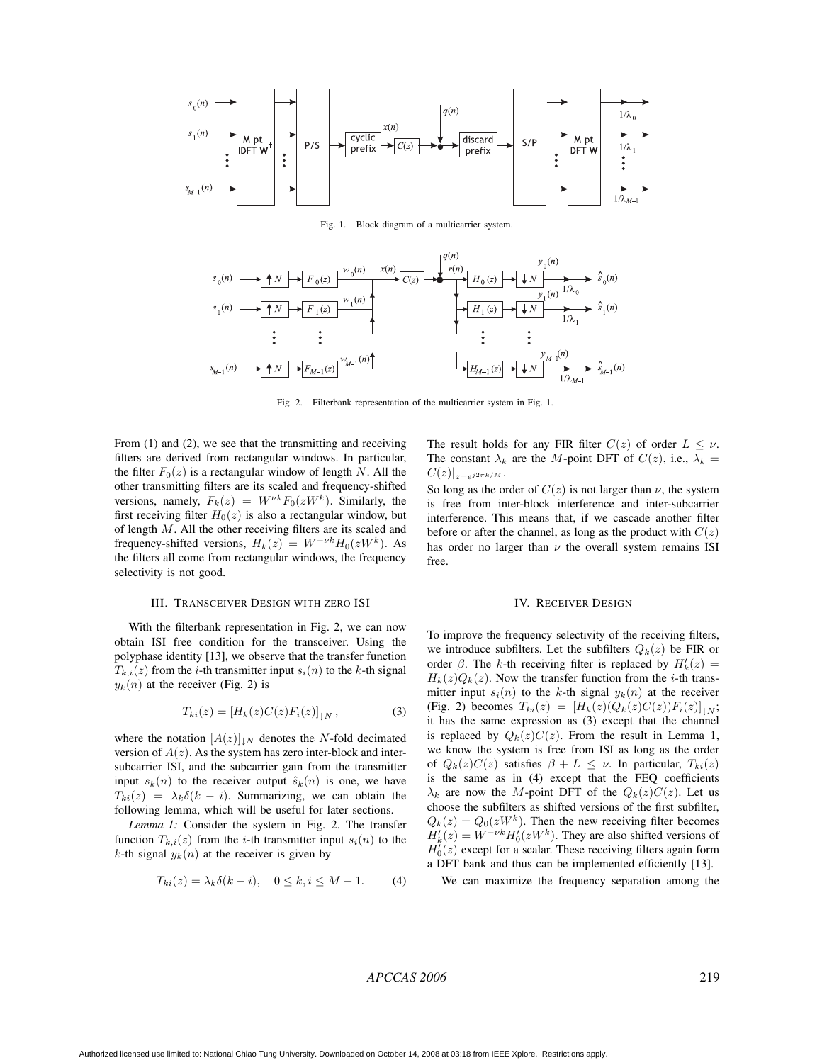Fig. 1. Block diagram of a multicarrier system.

Fig. 2. Filterbank representation of the multicarrier system in Fig. 1.

From (1) and (2), we see that the transmitting and receiving filters are derived from rectangular windows. In particular, the filter $F_0(z)$ is a rectangular window of length $N$. All the other transmitting filters are its scaled and frequency-shifted versions, namely, $F_k(z) = W^{\nu k} F_0(zW^k)$. Similarly, the first receiving filter $H_0(z)$ is also a rectangular window, but of length $M$. All the other receiving filters are its scaled and frequency-shifted versions, $H_k(z) = W^{-\nu k} H_0(zW^k)$. As the filters all come from rectangular windows, the frequency selectivity is not good.

## III. Transceiver Design with zero ISI

With the filterbank representation in Fig. 2, we can now obtain ISI free condition for the transceiver. Using the polyphase identity [13], we observe that the transfer function $T_{k,i}(z)$ from the $i$-th transmitter input $s_i(n)$ to the $k$-th signal $y_k(n)$ at the receiver (Fig. 2) is

$$T_{ki}(z) = [H_k(z)C(z)F_i(z)]_{\downarrow N}, \tag{3}$$

where the notation $[A(z)]_{\downarrow N}$ denotes the $N$-fold decimated version of $A(z)$. As the system has zero inter-block and inter-subcarrier ISI, and the subcarrier gain from the transmitter input $s_k(n)$ to the receiver output $\hat{s}_k(n)$ is one, we have $T_{ki}(z) = \lambda_k \delta(k-i)$. Summarizing, we can obtain the following lemma, which will be useful for later sections.

*Lemma 1:* Consider the system in Fig. 2. The transfer function $T_{k,i}(z)$ from the $i$-th transmitter input $s_i(n)$ to the $k$-th signal $y_k(n)$ at the receiver is given by

$$T_{ki}(z) = \lambda_k \delta(k-i), \quad 0 \leq k, i \leq M-1. \tag{4}$$

The result holds for any FIR filter $C(z)$ of order $L \leq \nu$. The constant $\lambda_k$ are the $M$-point DFT of $C(z)$, i.e., $\lambda_k = C(z)|_{z=e^{j2\pi k/M}}$.

So long as the order of $C(z)$ is not larger than $\nu$, the system is free from inter-block interference and inter-subcarrier interference. This means that, if we cascade another filter before or after the channel, as long as the product with $C(z)$ has order no larger than $\nu$ the overall system remains ISI free.

## IV. Receiver Design

To improve the frequency selectivity of the receiving filters, we introduce subfilters. Let the subfilters $Q_k(z)$ be FIR or order $\beta$. The $k$-th receiving filter is replaced by $H'_k(z) = H_k(z)Q_k(z)$. Now the transfer function from the $i$-th transmitter input $s_i(n)$ to the $k$-th signal $y_k(n)$ at the receiver (Fig. 2) becomes $T_{ki}(z) = [H_k(z)(Q_k(z)C(z))F_i(z)]_{\downarrow N}$; it has the same expression as (3) except that the channel is replaced by $Q_k(z)C(z)$. From the result in Lemma 1, we know the system is free from ISI as long as the order of $Q_k(z)C(z)$ satisfies $\beta + L \leq \nu$. In particular, $T_{ki}(z)$ is the same as in (4) except that the FEQ coefficients $\lambda_k$ are now the $M$-point DFT of the $Q_k(z)C(z)$. Let us choose the subfilters as shifted versions of the first subfilter, $Q_k(z) = Q_0(zW^k)$. Then the new receiving filter becomes $H'_k(z) = W^{-\nu k} H'_0(zW^k)$. They are also shifted versions of $H'_0(z)$ except for a scalar. These receiving filters again form a DFT bank and thus can be implemented efficiently [13].

We can maximize the frequency separation among the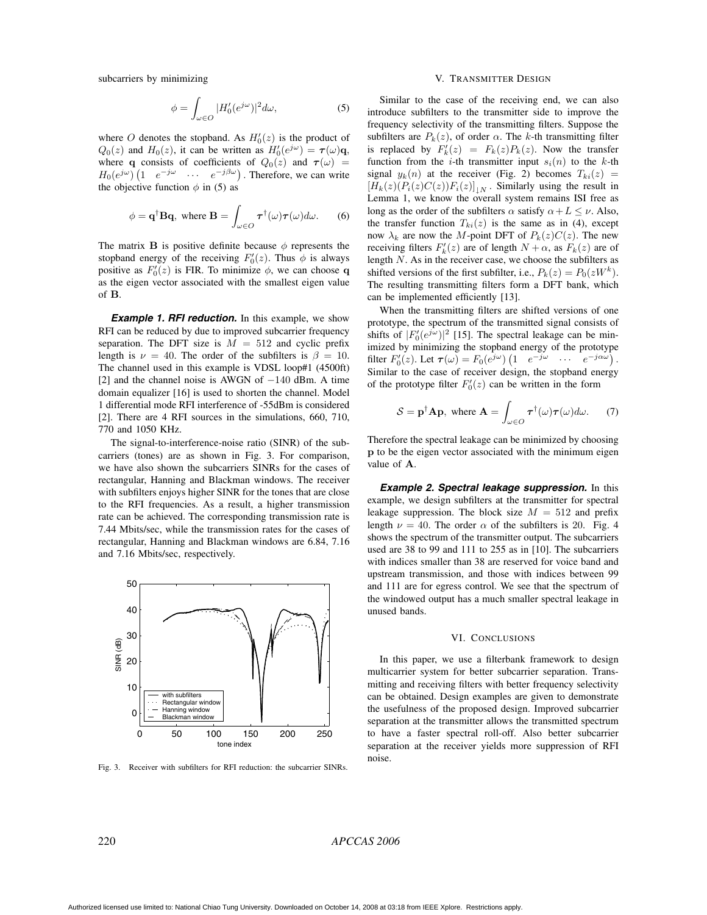subcarriers by minimizing

$$\phi = \int_{\omega \in O} |H_0'(e^{j\omega})|^2 d\omega, \tag{5}$$

where $O$ denotes the stopband. As $H_0'(z)$ is the product of $Q_0(z)$ and $H_0(z)$, it can be written as $H_0'(e^{j\omega}) = \boldsymbol{\tau}(\omega)\mathbf{q}$, where $\mathbf{q}$ consists of coefficients of $Q_0(z)$ and $\boldsymbol{\tau}(\omega) = H_0(e^{j\omega})\begin{pmatrix} 1 & e^{-j\omega} & \cdots & e^{-j\beta\omega} \end{pmatrix}$. Therefore, we can write the objective function $\phi$ in (5) as

$$\phi = \mathbf{q}^\dagger \mathbf{B} \mathbf{q}, \text{ where } \mathbf{B} = \int_{\omega \in O} \boldsymbol{\tau}^\dagger(\omega)\boldsymbol{\tau}(\omega) d\omega. \tag{6}$$

The matrix $\mathbf{B}$ is positive definite because $\phi$ represents the stopband energy of the receiving $F_0'(z)$. Thus $\phi$ is always positive as $F_0'(z)$ is FIR. To minimize $\phi$, we can choose $\mathbf{q}$ as the eigen vector associated with the smallest eigen value of $\mathbf{B}$.

***Example 1. RFI reduction.*** In this example, we show RFI can be reduced by due to improved subcarrier frequency separation. The DFT size is $M = 512$ and cyclic prefix length is $\nu = 40$. The order of the subfilters is $\beta = 10$. The channel used in this example is VDSL loop#1 (4500ft) [2] and the channel noise is AWGN of $-140$ dBm. A time domain equalizer [16] is used to shorten the channel. Model 1 differential mode RFI interference of -55dBm is considered [2]. There are 4 RFI sources in the simulations, 660, 710, 770 and 1050 KHz.

The signal-to-interference-noise ratio (SINR) of the subcarriers (tones) are as shown in Fig. 3. For comparison, we have also shown the subcarriers SINRs for the cases of rectangular, Hanning and Blackman windows. The receiver with subfilters enjoys higher SINR for the tones that are close to the RFI frequencies. As a result, a higher transmission rate can be achieved. The corresponding transmission rate is 7.44 Mbits/sec, while the transmission rates for the cases of rectangular, Hanning and Blackman windows are 6.84, 7.16 and 7.16 Mbits/sec, respectively.

Fig. 3. Receiver with subfilters for RFI reduction: the subcarrier SINRs.

## V. Transmitter Design

Similar to the case of the receiving end, we can also introduce subfilters to the transmitter side to improve the frequency selectivity of the transmitting filters. Suppose the subfilters are $P_k(z)$, of order $\alpha$. The $k$-th transmitting filter is replaced by $F_k'(z) = F_k(z)P_k(z)$. Now the transfer function from the $i$-th transmitter input $s_i(n)$ to the $k$-th signal $y_k(n)$ at the receiver (Fig. 2) becomes $T_{ki}(z) = [H_k(z)(P_i(z)C(z))F_i(z)]_{\downarrow N}$. Similarly using the result in Lemma 1, we know the overall system remains ISI free as long as the order of the subfilters $\alpha$ satisfy $\alpha + L \le \nu$. Also, the transfer function $T_{ki}(z)$ is the same as in (4), except now $\lambda_k$ are now the $M$-point DFT of $P_k(z)C(z)$. The new receiving filters $F_k'(z)$ are of length $N + \alpha$, as $F_k(z)$ are of length $N$. As in the receiver case, we choose the subfilters as shifted versions of the first subfilter, i.e., $P_k(z) = P_0(zW^k)$. The resulting transmitting filters form a DFT bank, which can be implemented efficiently [13].

When the transmitting filters are shifted versions of one prototype, the spectrum of the transmitted signal consists of shifts of $|F_0'(e^{j\omega})|^2$ [15]. The spectral leakage can be minimized by minimizing the stopband energy of the prototype filter $F_0'(z)$. Let $\boldsymbol{\tau}(\omega) = F_0(e^{j\omega})\begin{pmatrix} 1 & e^{-j\omega} & \cdots & e^{-j\alpha\omega} \end{pmatrix}$. Similar to the case of receiver design, the stopband energy of the prototype filter $F_0'(z)$ can be written in the form

$$\mathcal{S} = \mathbf{p}^\dagger \mathbf{A} \mathbf{p}, \text{ where } \mathbf{A} = \int_{\omega \in O} \boldsymbol{\tau}^\dagger(\omega)\boldsymbol{\tau}(\omega) d\omega. \tag{7}$$

Therefore the spectral leakage can be minimized by choosing $\mathbf{p}$ to be the eigen vector associated with the minimum eigen value of $\mathbf{A}$.

***Example 2. Spectral leakage suppression.*** In this example, we design subfilters at the transmitter for spectral leakage suppression. The block size $M = 512$ and prefix length $\nu = 40$. The order $\alpha$ of the subfilters is 20. Fig. 4 shows the spectrum of the transmitter output. The subcarriers used are 38 to 99 and 111 to 255 as in [10]. The subcarriers with indices smaller than 38 are reserved for voice band and upstream transmission, and those with indices between 99 and 111 are for egress control. We see that the spectrum of the windowed output has a much smaller spectral leakage in unused bands.

## VI. Conclusions

In this paper, we use a filterbank framework to design multicarrier system for better subcarrier separation. Transmitting and receiving filters with better frequency selectivity can be obtained. Design examples are given to demonstrate the usefulness of the proposed design. Improved subcarrier separation at the transmitter allows the transmitted spectrum to have a faster spectral roll-off. Also better subcarrier separation at the receiver yields more suppression of RFI noise.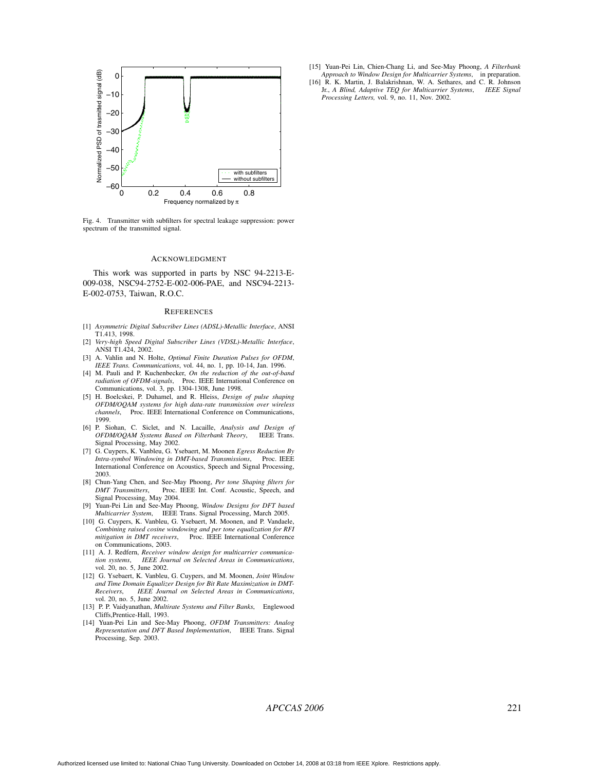Normalized PSD of trasmitted signal (dB)

0
−10
−20
−30
−40
−50
−60

0 0.2 0.4 0.6 0.8

Frequency normalized by π

with subfilters
without subfilters

Fig. 4. Transmitter with subfilters for spectral leakage suppression: power spectrum of the transmitted signal.

## Acknowledgment

This work was supported in parts by NSC 94-2213-E-009-038, NSC94-2752-E-002-006-PAE, and NSC94-2213-E-002-0753, Taiwan, R.O.C.

## References

[1] *Asymmetric Digital Subscriber Lines (ADSL)-Metallic Interface*, ANSI T1.413, 1998.

[2] *Very-high Speed Digital Subscriber Lines (VDSL)-Metallic Interface*, ANSI T1.424, 2002.

[3] A. Vahlin and N. Holte, *Optimal Finite Duration Pulses for OFDM*, *IEEE Trans. Communications*, vol. 44, no. 1, pp. 10-14, Jan. 1996.

[4] M. Pauli and P. Kuchenbecker, *On the reduction of the out-of-band radiation of OFDM-signals*, Proc. IEEE International Conference on Communications, vol. 3, pp. 1304-1308, June 1998.

[5] H. Boelcskei, P. Duhamel, and R. Hleiss, *Design of pulse shaping OFDM/OQAM systems for high data-rate transmission over wireless channels*, Proc. IEEE International Conference on Communications, 1999.

[6] P. Siohan, C. Siclet, and N. Lacaille, *Analysis and Design of OFDM/OQAM Systems Based on Filterbank Theory*, IEEE Trans. Signal Processing, May 2002.

[7] G. Cuypers, K. Vanbleu, G. Ysebaert, M. Moonen *Egress Reduction By Intra-symbol Windowing in DMT-based Transmissions*, Proc. IEEE International Conference on Acoustics, Speech and Signal Processing, 2003.

[8] Chun-Yang Chen, and See-May Phoong, *Per tone Shaping filters for DMT Transmitters*, Proc. IEEE Int. Conf. Acoustic, Speech, and Signal Processing, May 2004.

[9] Yuan-Pei Lin and See-May Phoong, *Window Designs for DFT based Multicarrier System*, IEEE Trans. Signal Processing, March 2005.

[10] G. Cuypers, K. Vanbleu, G. Ysebaert, M. Moonen, and P. Vandaele, *Combining raised cosine windowing and per tone equalization for RFI mitigation in DMT receivers*, Proc. IEEE International Conference on Communications, 2003.

[11] A. J. Redfern, *Receiver window design for multicarrier communication systems*, *IEEE Journal on Selected Areas in Communications*, vol. 20, no. 5, June 2002.

[12] G. Ysebaert, K. Vanbleu, G. Cuypers, and M. Moonen, *Joint Window and Time Domain Equalizer Design for Bit Rate Maximization in DMT-Receivers*, *IEEE Journal on Selected Areas in Communications*, vol. 20, no. 5, June 2002.

[13] P. P. Vaidyanathan, *Multirate Systems and Filter Banks*, Englewood Cliffs,Prentice-Hall, 1993.

[14] Yuan-Pei Lin and See-May Phoong, *OFDM Transmitters: Analog Representation and DFT Based Implementation*, IEEE Trans. Signal Processing, Sep. 2003.

[15] Yuan-Pei Lin, Chien-Chang Li, and See-May Phoong, *A Filterbank Approach to Window Design for Multicarrier Systems*, in preparation.

[16] R. K. Martin, J. Balakrishnan, W. A. Sethares, and C. R. Johnson Jr., *A Blind, Adaptive TEQ for Multicarrier Systems*, *IEEE Signal Processing Letters,* vol. 9, no. 11, Nov. 2002.